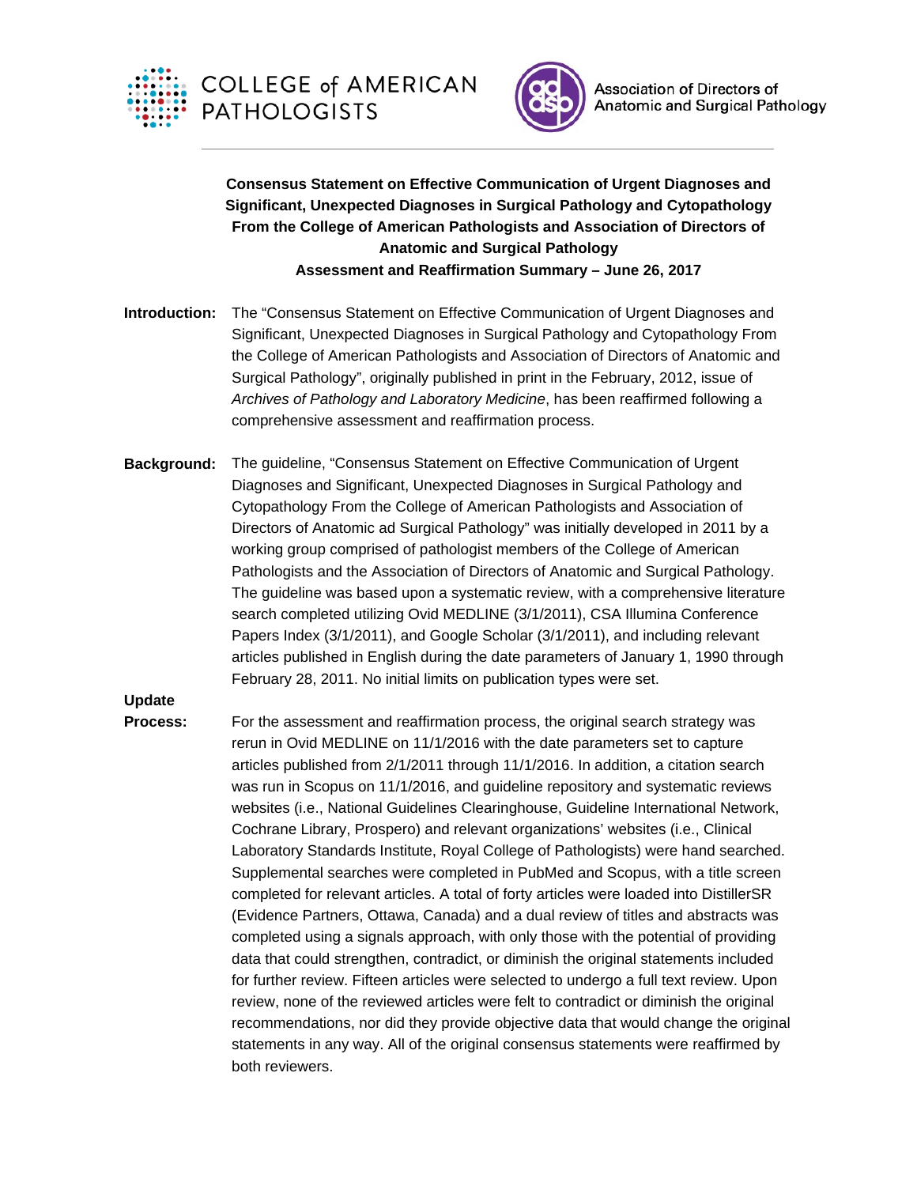COLLEGE of AMERICAN PATHOLOGISTS

Association of Directors of Anatomic and Surgical Pathology

**Consensus Statement on Effective Communication of Urgent Diagnoses and Significant, Unexpected Diagnoses in Surgical Pathology and Cytopathology From the College of American Pathologists and Association of Directors of Anatomic and Surgical Pathology**
**Assessment and Reaffirmation Summary – June 26, 2017**

**Introduction:** The "Consensus Statement on Effective Communication of Urgent Diagnoses and Significant, Unexpected Diagnoses in Surgical Pathology and Cytopathology From the College of American Pathologists and Association of Directors of Anatomic and Surgical Pathology", originally published in print in the February, 2012, issue of *Archives of Pathology and Laboratory Medicine*, has been reaffirmed following a comprehensive assessment and reaffirmation process.

**Background:** The guideline, "Consensus Statement on Effective Communication of Urgent Diagnoses and Significant, Unexpected Diagnoses in Surgical Pathology and Cytopathology From the College of American Pathologists and Association of Directors of Anatomic ad Surgical Pathology" was initially developed in 2011 by a working group comprised of pathologist members of the College of American Pathologists and the Association of Directors of Anatomic and Surgical Pathology. The guideline was based upon a systematic review, with a comprehensive literature search completed utilizing Ovid MEDLINE (3/1/2011), CSA Illumina Conference Papers Index (3/1/2011), and Google Scholar (3/1/2011), and including relevant articles published in English during the date parameters of January 1, 1990 through February 28, 2011. No initial limits on publication types were set.

**Update Process:** For the assessment and reaffirmation process, the original search strategy was rerun in Ovid MEDLINE on 11/1/2016 with the date parameters set to capture articles published from 2/1/2011 through 11/1/2016. In addition, a citation search was run in Scopus on 11/1/2016, and guideline repository and systematic reviews websites (i.e., National Guidelines Clearinghouse, Guideline International Network, Cochrane Library, Prospero) and relevant organizations' websites (i.e., Clinical Laboratory Standards Institute, Royal College of Pathologists) were hand searched. Supplemental searches were completed in PubMed and Scopus, with a title screen completed for relevant articles. A total of forty articles were loaded into DistillerSR (Evidence Partners, Ottawa, Canada) and a dual review of titles and abstracts was completed using a signals approach, with only those with the potential of providing data that could strengthen, contradict, or diminish the original statements included for further review. Fifteen articles were selected to undergo a full text review. Upon review, none of the reviewed articles were felt to contradict or diminish the original recommendations, nor did they provide objective data that would change the original statements in any way. All of the original consensus statements were reaffirmed by both reviewers.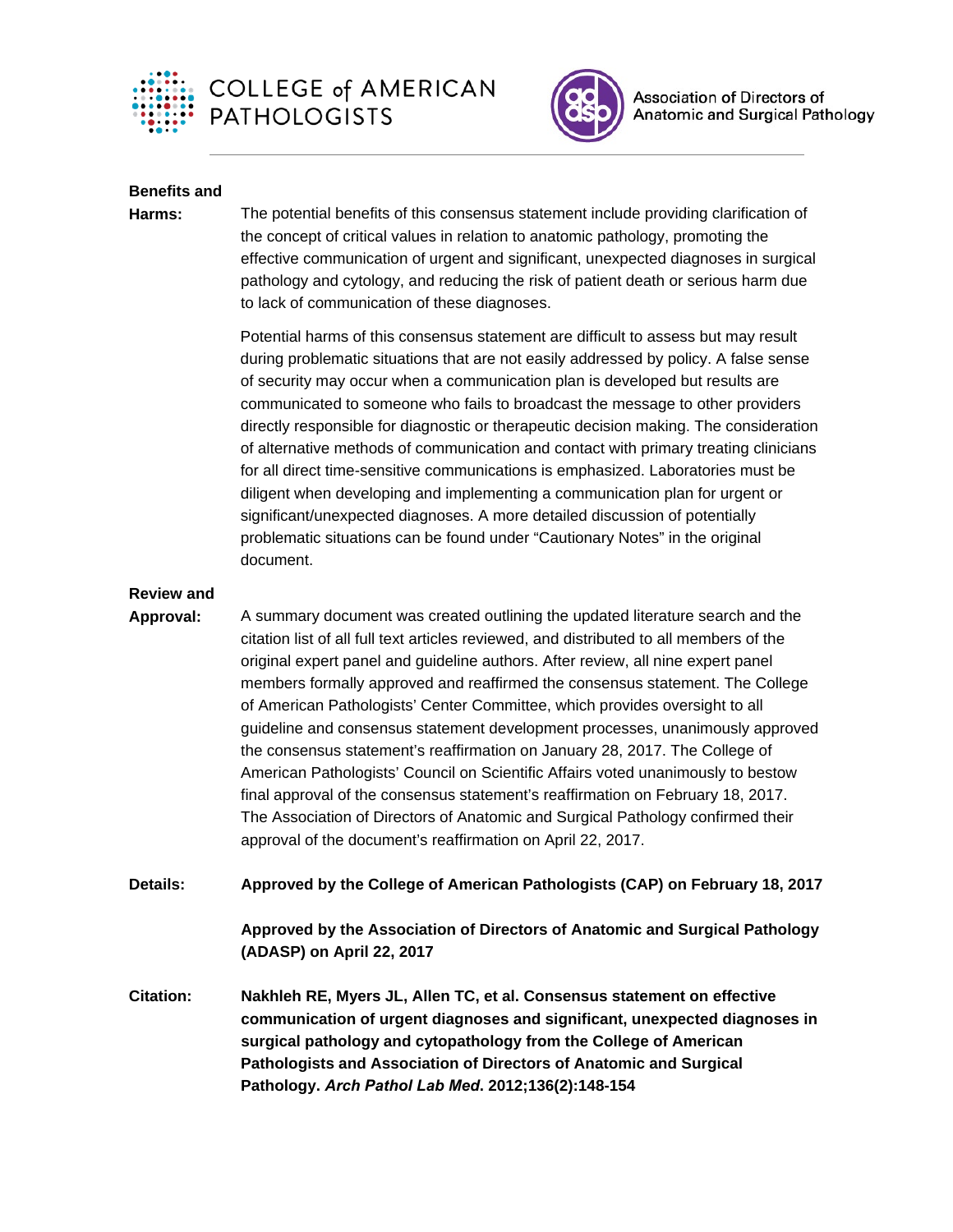**Benefits and Harms:** The potential benefits of this consensus statement include providing clarification of the concept of critical values in relation to anatomic pathology, promoting the effective communication of urgent and significant, unexpected diagnoses in surgical pathology and cytology, and reducing the risk of patient death or serious harm due to lack of communication of these diagnoses.

Potential harms of this consensus statement are difficult to assess but may result during problematic situations that are not easily addressed by policy. A false sense of security may occur when a communication plan is developed but results are communicated to someone who fails to broadcast the message to other providers directly responsible for diagnostic or therapeutic decision making. The consideration of alternative methods of communication and contact with primary treating clinicians for all direct time-sensitive communications is emphasized. Laboratories must be diligent when developing and implementing a communication plan for urgent or significant/unexpected diagnoses. A more detailed discussion of potentially problematic situations can be found under "Cautionary Notes" in the original document.

**Review and Approval:** A summary document was created outlining the updated literature search and the citation list of all full text articles reviewed, and distributed to all members of the original expert panel and guideline authors. After review, all nine expert panel members formally approved and reaffirmed the consensus statement. The College of American Pathologists' Center Committee, which provides oversight to all guideline and consensus statement development processes, unanimously approved the consensus statement's reaffirmation on January 28, 2017. The College of American Pathologists' Council on Scientific Affairs voted unanimously to bestow final approval of the consensus statement's reaffirmation on February 18, 2017. The Association of Directors of Anatomic and Surgical Pathology confirmed their approval of the document's reaffirmation on April 22, 2017.

**Details:** **Approved by the College of American Pathologists (CAP) on February 18, 2017**

**Approved by the Association of Directors of Anatomic and Surgical Pathology (ADASP) on April 22, 2017**

**Citation:** **Nakhleh RE, Myers JL, Allen TC, et al. Consensus statement on effective communication of urgent diagnoses and significant, unexpected diagnoses in surgical pathology and cytopathology from the College of American Pathologists and Association of Directors of Anatomic and Surgical Pathology. *Arch Pathol Lab Med*. 2012;136(2):148-154**